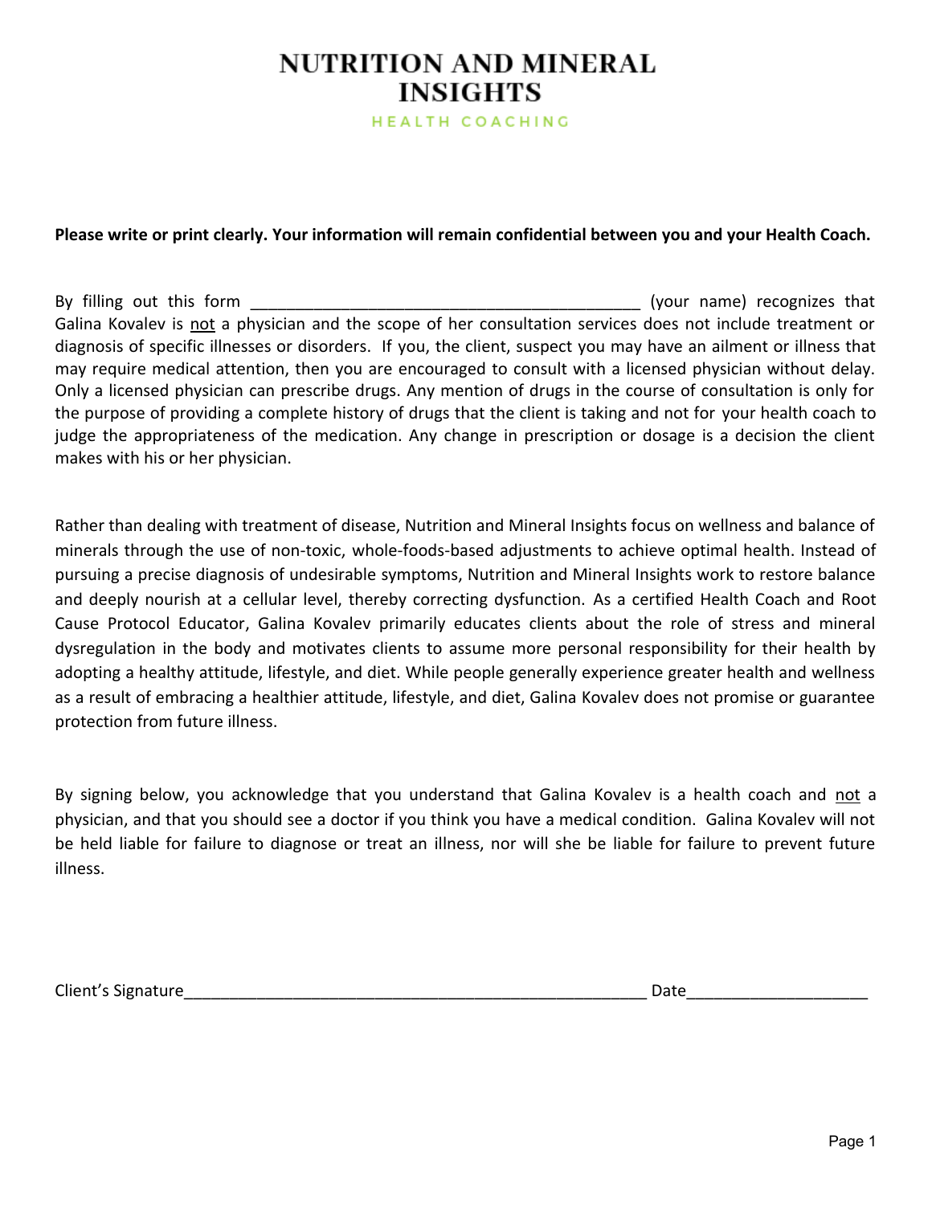# NUTRITION AND MINERAL INSIGHTS

HEALTH COACHING

**Please write or print clearly. Your information will remain confidential between you and your Health Coach.**

By filling out this form ___________________________________________ (your name) recognizes that Galina Kovalev is <u>not</u> a physician and the scope of her consultation services does not include treatment or diagnosis of specific illnesses or disorders. If you, the client, suspect you may have an ailment or illness that may require medical attention, then you are encouraged to consult with a licensed physician without delay. Only a licensed physician can prescribe drugs. Any mention of drugs in the course of consultation is only for the purpose of providing a complete history of drugs that the client is taking and not for your health coach to judge the appropriateness of the medication. Any change in prescription or dosage is a decision the client makes with his or her physician.

Rather than dealing with treatment of disease, Nutrition and Mineral Insights focus on wellness and balance of minerals through the use of non-toxic, whole-foods-based adjustments to achieve optimal health. Instead of pursuing a precise diagnosis of undesirable symptoms, Nutrition and Mineral Insights work to restore balance and deeply nourish at a cellular level, thereby correcting dysfunction. As a certified Health Coach and Root Cause Protocol Educator, Galina Kovalev primarily educates clients about the role of stress and mineral dysregulation in the body and motivates clients to assume more personal responsibility for their health by adopting a healthy attitude, lifestyle, and diet. While people generally experience greater health and wellness as a result of embracing a healthier attitude, lifestyle, and diet, Galina Kovalev does not promise or guarantee protection from future illness.

By signing below, you acknowledge that you understand that Galina Kovalev is a health coach and <u>not</u> a physician, and that you should see a doctor if you think you have a medical condition. Galina Kovalev will not be held liable for failure to diagnose or treat an illness, nor will she be liable for failure to prevent future illness.

Client's Signature_____________________________________________________ Date____________________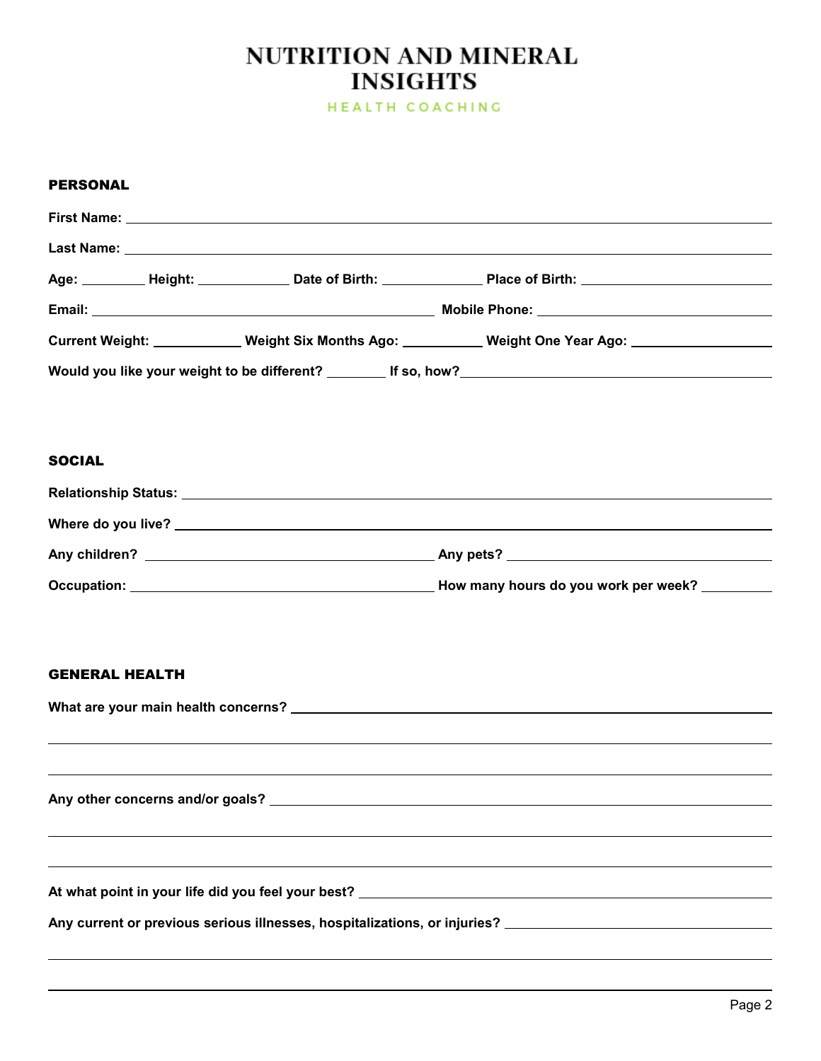# NUTRITION AND MINERAL INSIGHTS

HEALTH COACHING

## PERSONAL

**First Name:** ____________________

**Last Name:** ____________________

**Age:** ________ **Height:** ____________ **Date of Birth:** ____________ **Place of Birth:** ____________________

**Email:** ____________________ **Mobile Phone:** ____________________

**Current Weight:** ____________ **Weight Six Months Ago:** ____________ **Weight One Year Ago:** ____________

**Would you like your weight to be different?** ________ **If so, how?** ____________________

## SOCIAL

**Relationship Status:** ____________________

**Where do you live?** ____________________

**Any children?** ____________________ **Any pets?** ____________________

**Occupation:** ____________________ **How many hours do you work per week?** __________

## GENERAL HEALTH

**What are your main health concerns?** ____________________

____________________

____________________

**Any other concerns and/or goals?** ____________________

____________________

____________________

**At what point in your life did you feel your best?** ____________________

**Any current or previous serious illnesses, hospitalizations, or injuries?** ____________________

____________________

____________________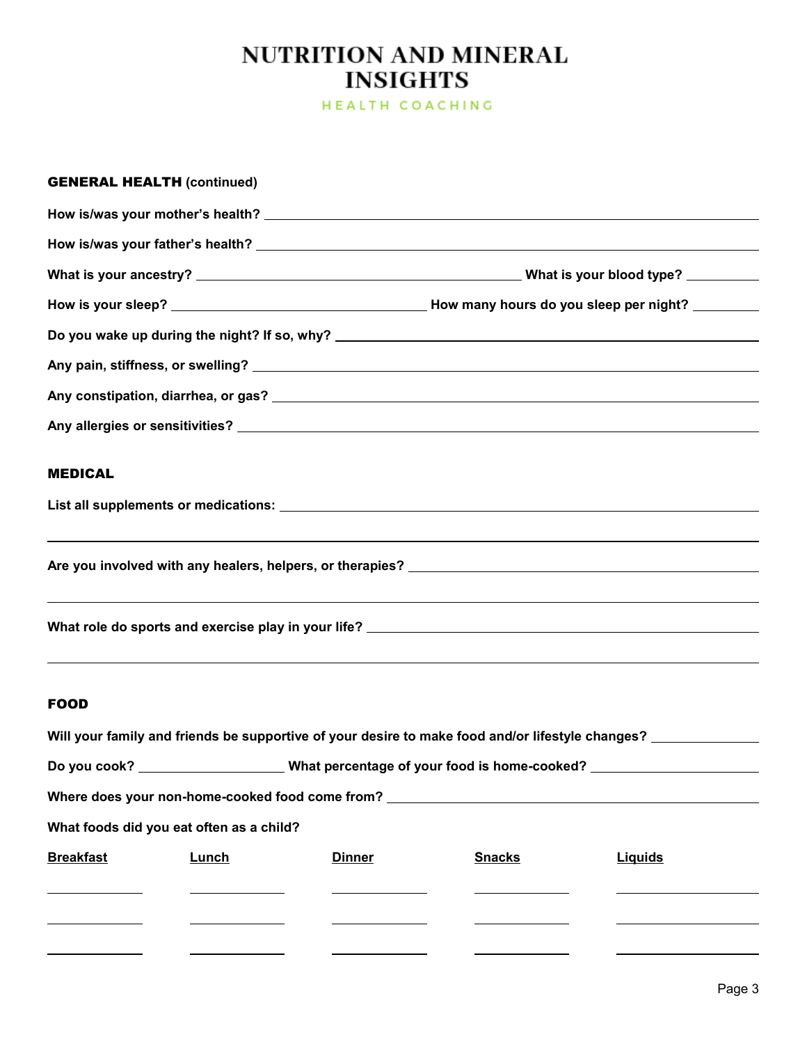# NUTRITION AND MINERAL INSIGHTS

HEALTH COACHING

**GENERAL HEALTH (continued)**

**How is/was your mother's health?** ______________________________

**How is/was your father's health?** ______________________________

**What is your ancestry?** ______________________________ **What is your blood type?** __________

**How is your sleep?** ______________________________ **How many hours do you sleep per night?** __________

**Do you wake up during the night? If so, why?** ______________________________

**Any pain, stiffness, or swelling?** ______________________________

**Any constipation, diarrhea, or gas?** ______________________________

**Any allergies or sensitivities?** ______________________________

**MEDICAL**

**List all supplements or medications:** ______________________________

______________________________

**Are you involved with any healers, helpers, or therapies?** ______________________________

______________________________

**What role do sports and exercise play in your life?** ______________________________

______________________________

**FOOD**

**Will your family and friends be supportive of your desire to make food and/or lifestyle changes?** __________

**Do you cook?** __________ **What percentage of your food is home-cooked?** __________

**Where does your non-home-cooked food come from?** ______________________________

**What foods did you eat often as a child?**

| Breakfast | Lunch | Dinner | Snacks | Liquids |
| --- | --- | --- | --- | --- |
| | | | | |
| | | | | |
| | | | | |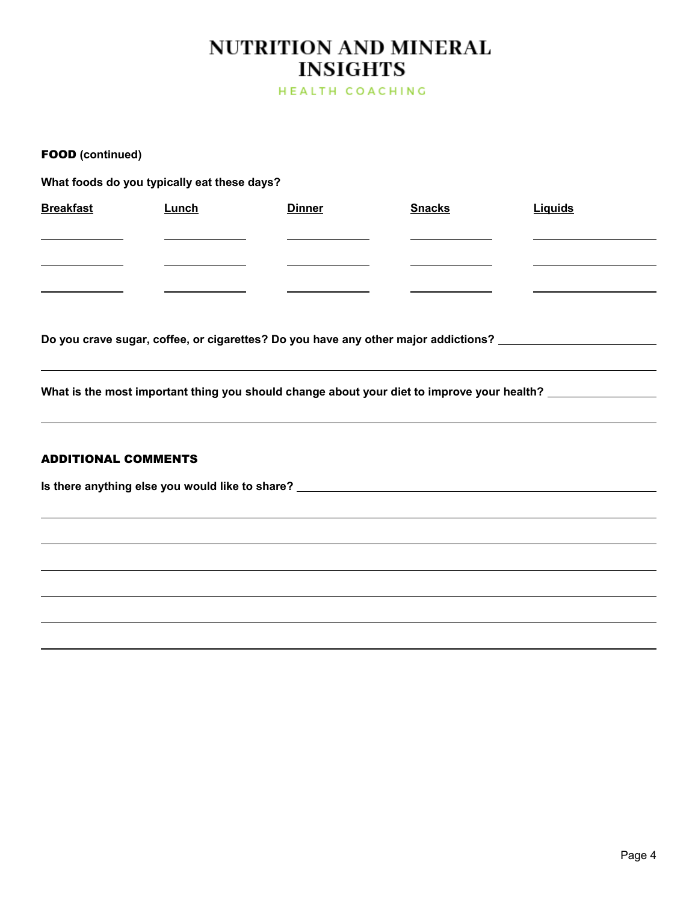# NUTRITION AND MINERAL INSIGHTS

HEALTH COACHING

## FOOD (continued)

**What foods do you typically eat these days?**

| Breakfast | Lunch | Dinner | Snacks | Liquids |
|---|---|---|---|---|
| | | | | |
| | | | | |
| | | | | |

**Do you crave sugar, coffee, or cigarettes? Do you have any other major addictions?** ______________________

______________________________________________________________________

**What is the most important thing you should change about your diet to improve your health?** ______________

______________________________________________________________________

## ADDITIONAL COMMENTS

**Is there anything else you would like to share?** ______________________________________

______________________________________________________________________

______________________________________________________________________

______________________________________________________________________

______________________________________________________________________

______________________________________________________________________

______________________________________________________________________